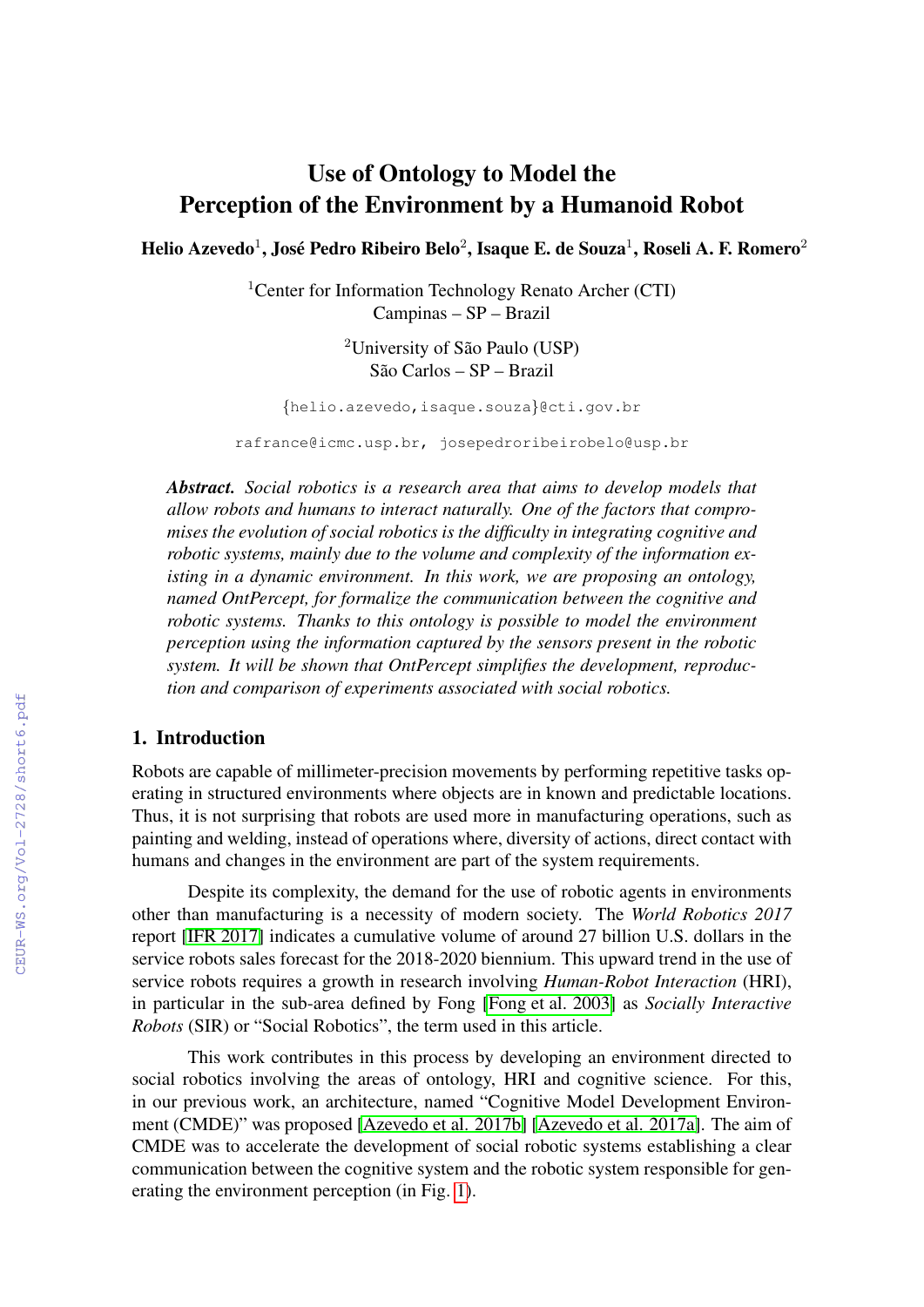# Use of Ontology to Model the Perception of the Environment by a Humanoid Robot

**Helio Azevedo[1], José Pedro Ribeiro Belo[2], Isaque E. de Souza[1], Roseli A. F. Romero[2]**

[1]Center for Information Technology Renato Archer (CTI)
Campinas – SP – Brazil

[2]University of São Paulo (USP)
São Carlos – SP – Brazil

{helio.azevedo,isaque.souza}@cti.gov.br

rafrance@icmc.usp.br, josepedroribeirobelo@usp.br

***Abstract.*** *Social robotics is a research area that aims to develop models that allow robots and humans to interact naturally. One of the factors that compromises the evolution of social robotics is the difficulty in integrating cognitive and robotic systems, mainly due to the volume and complexity of the information existing in a dynamic environment. In this work, we are proposing an ontology, named OntPercept, for formalize the communication between the cognitive and robotic systems. Thanks to this ontology is possible to model the environment perception using the information captured by the sensors present in the robotic system. It will be shown that OntPercept simplifies the development, reproduction and comparison of experiments associated with social robotics.*

## 1. Introduction

Robots are capable of millimeter-precision movements by performing repetitive tasks operating in structured environments where objects are in known and predictable locations. Thus, it is not surprising that robots are used more in manufacturing operations, such as painting and welding, instead of operations where, diversity of actions, direct contact with humans and changes in the environment are part of the system requirements.

Despite its complexity, the demand for the use of robotic agents in environments other than manufacturing is a necessity of modern society. The *World Robotics 2017* report [IFR 2017] indicates a cumulative volume of around 27 billion U.S. dollars in the service robots sales forecast for the 2018-2020 biennium. This upward trend in the use of service robots requires a growth in research involving *Human-Robot Interaction* (HRI), in particular in the sub-area defined by Fong [Fong et al. 2003] as *Socially Interactive Robots* (SIR) or "Social Robotics", the term used in this article.

This work contributes in this process by developing an environment directed to social robotics involving the areas of ontology, HRI and cognitive science. For this, in our previous work, an architecture, named "Cognitive Model Development Environment (CMDE)" was proposed [Azevedo et al. 2017b] [Azevedo et al. 2017a]. The aim of CMDE was to accelerate the development of social robotic systems establishing a clear communication between the cognitive system and the robotic system responsible for generating the environment perception (in Fig. 1).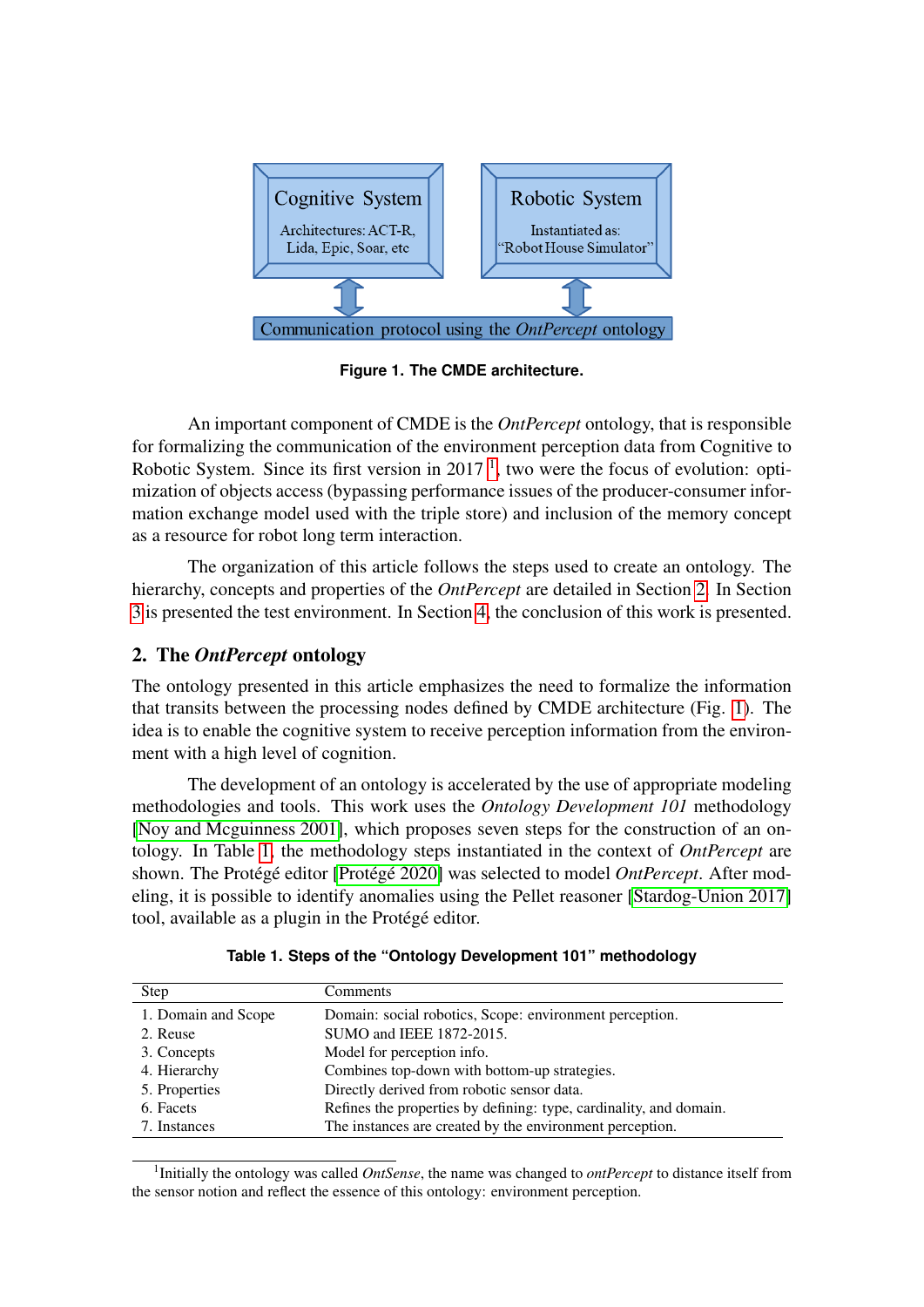Cognitive System

Architectures: ACT-R, Lida, Epic, Soar, etc

Robotic System

Instantiated as: "Robot House Simulator"

Communication protocol using the *OntPercept* ontology

**Figure 1. The CMDE architecture.**

An important component of CMDE is the *OntPercept* ontology, that is responsible for formalizing the communication of the environment perception data from Cognitive to Robotic System. Since its first version in 2017 [1], two were the focus of evolution: optimization of objects access (bypassing performance issues of the producer-consumer information exchange model used with the triple store) and inclusion of the memory concept as a resource for robot long term interaction.

The organization of this article follows the steps used to create an ontology. The hierarchy, concepts and properties of the *OntPercept* are detailed in Section 2. In Section 3 is presented the test environment. In Section 4, the conclusion of this work is presented.

## 2. The *OntPercept* ontology

The ontology presented in this article emphasizes the need to formalize the information that transits between the processing nodes defined by CMDE architecture (Fig. 1). The idea is to enable the cognitive system to receive perception information from the environment with a high level of cognition.

The development of an ontology is accelerated by the use of appropriate modeling methodologies and tools. This work uses the *Ontology Development 101* methodology [Noy and Mcguinness 2001], which proposes seven steps for the construction of an ontology. In Table 1, the methodology steps instantiated in the context of *OntPercept* are shown. The Protégé editor [Protégé 2020] was selected to model *OntPercept*. After modeling, it is possible to identify anomalies using the Pellet reasoner [Stardog-Union 2017] tool, available as a plugin in the Protégé editor.

**Table 1. Steps of the "Ontology Development 101" methodology**

| Step | Comments |
|---|---|
| 1. Domain and Scope | Domain: social robotics, Scope: environment perception. |
| 2. Reuse | SUMO and IEEE 1872-2015. |
| 3. Concepts | Model for perception info. |
| 4. Hierarchy | Combines top-down with bottom-up strategies. |
| 5. Properties | Directly derived from robotic sensor data. |
| 6. Facets | Refines the properties by defining: type, cardinality, and domain. |
| 7. Instances | The instances are created by the environment perception. |

[1] Initially the ontology was called *OntSense*, the name was changed to *ontPercept* to distance itself from the sensor notion and reflect the essence of this ontology: environment perception.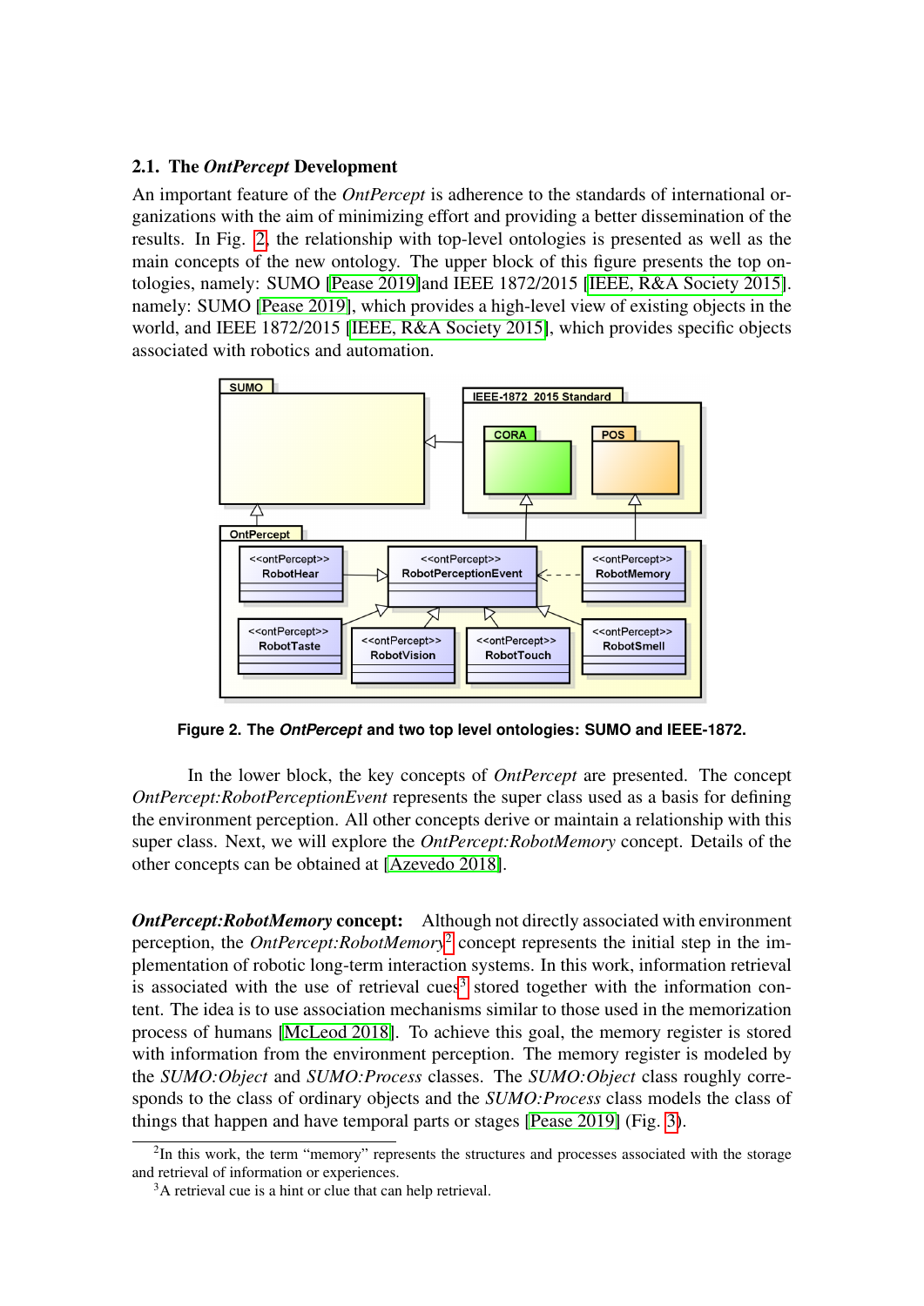### 2.1. The *OntPercept* Development

An important feature of the *OntPercept* is adherence to the standards of international organizations with the aim of minimizing effort and providing a better dissemination of the results. In Fig. 2, the relationship with top-level ontologies is presented as well as the main concepts of the new ontology. The upper block of this figure presents the top ontologies, namely: SUMO [Pease 2019]and IEEE 1872/2015 [IEEE, R&A Society 2015]. namely: SUMO [Pease 2019], which provides a high-level view of existing objects in the world, and IEEE 1872/2015 [IEEE, R&A Society 2015], which provides specific objects associated with robotics and automation.

**Figure 2. The *OntPercept* and two top level ontologies: SUMO and IEEE-1872.**

In the lower block, the key concepts of *OntPercept* are presented. The concept *OntPercept:RobotPerceptionEvent* represents the super class used as a basis for defining the environment perception. All other concepts derive or maintain a relationship with this super class. Next, we will explore the *OntPercept:RobotMemory* concept. Details of the other concepts can be obtained at [Azevedo 2018].

***OntPercept:RobotMemory* concept:** Although not directly associated with environment perception, the *OntPercept:RobotMemory*[2] concept represents the initial step in the implementation of robotic long-term interaction systems. In this work, information retrieval is associated with the use of retrieval cues[3] stored together with the information content. The idea is to use association mechanisms similar to those used in the memorization process of humans [McLeod 2018]. To achieve this goal, the memory register is stored with information from the environment perception. The memory register is modeled by the *SUMO:Object* and *SUMO:Process* classes. The *SUMO:Object* class roughly corresponds to the class of ordinary objects and the *SUMO:Process* class models the class of things that happen and have temporal parts or stages [Pease 2019] (Fig. 3).

[2] In this work, the term "memory" represents the structures and processes associated with the storage and retrieval of information or experiences.

[3] A retrieval cue is a hint or clue that can help retrieval.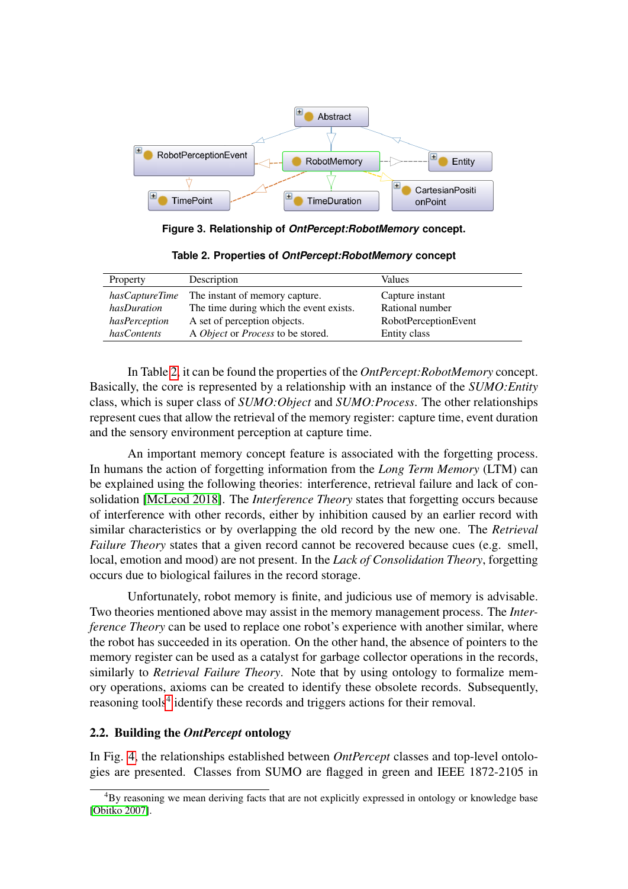**Figure 3. Relationship of *OntPercept:RobotMemory* concept.**

**Table 2. Properties of *OntPercept:RobotMemory* concept**

| Property | Description | Values |
| --- | --- | --- |
| *hasCaptureTime* | The instant of memory capture. | Capture instant |
| *hasDuration* | The time during which the event exists. | Rational number |
| *hasPerception* | A set of perception objects. | RobotPerceptionEvent |
| *hasContents* | A *Object* or *Process* to be stored. | Entity class |

In Table 2, it can be found the properties of the *OntPercept:RobotMemory* concept. Basically, the core is represented by a relationship with an instance of the *SUMO:Entity* class, which is super class of *SUMO:Object* and *SUMO:Process*. The other relationships represent cues that allow the retrieval of the memory register: capture time, event duration and the sensory environment perception at capture time.

An important memory concept feature is associated with the forgetting process. In humans the action of forgetting information from the *Long Term Memory* (LTM) can be explained using the following theories: interference, retrieval failure and lack of consolidation [McLeod 2018]. The *Interference Theory* states that forgetting occurs because of interference with other records, either by inhibition caused by an earlier record with similar characteristics or by overlapping the old record by the new one. The *Retrieval Failure Theory* states that a given record cannot be recovered because cues (e.g. smell, local, emotion and mood) are not present. In the *Lack of Consolidation Theory*, forgetting occurs due to biological failures in the record storage.

Unfortunately, robot memory is finite, and judicious use of memory is advisable. Two theories mentioned above may assist in the memory management process. The *Interference Theory* can be used to replace one robot's experience with another similar, where the robot has succeeded in its operation. On the other hand, the absence of pointers to the memory register can be used as a catalyst for garbage collector operations in the records, similarly to *Retrieval Failure Theory*. Note that by using ontology to formalize memory operations, axioms can be created to identify these obsolete records. Subsequently, reasoning tools[4] identify these records and triggers actions for their removal.

### 2.2. Building the *OntPercept* ontology

In Fig. 4, the relationships established between *OntPercept* classes and top-level ontologies are presented. Classes from SUMO are flagged in green and IEEE 1872-2105 in

[4]By reasoning we mean deriving facts that are not explicitly expressed in ontology or knowledge base [Obitko 2007].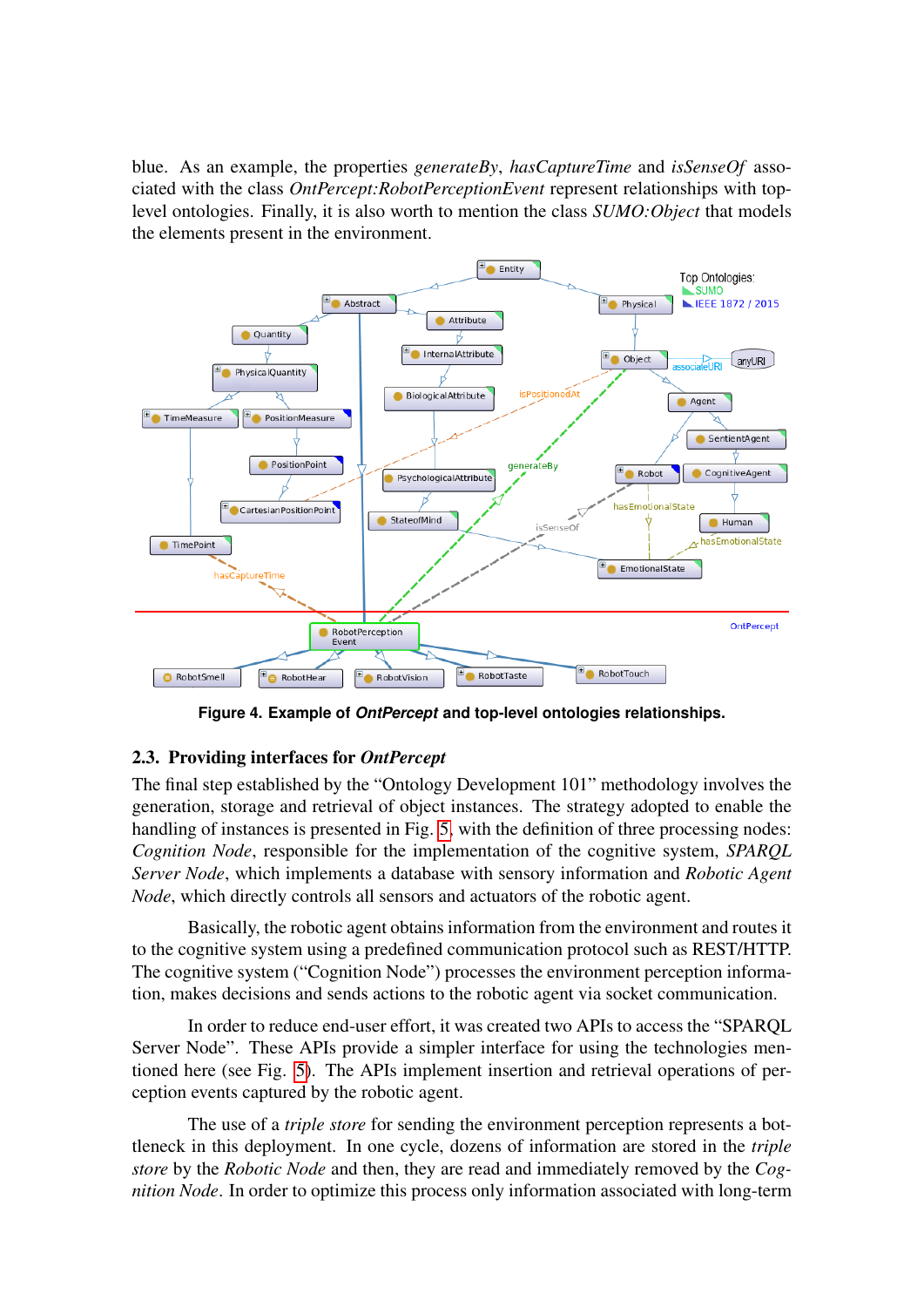blue. As an example, the properties *generateBy*, *hasCaptureTime* and *isSenseOf* associated with the class *OntPercept:RobotPerceptionEvent* represent relationships with top-level ontologies. Finally, it is also worth to mention the class *SUMO:Object* that models the elements present in the environment.

**Figure 4. Example of *OntPercept* and top-level ontologies relationships.**

## 2.3. Providing interfaces for *OntPercept*

The final step established by the "Ontology Development 101" methodology involves the generation, storage and retrieval of object instances. The strategy adopted to enable the handling of instances is presented in Fig. 5, with the definition of three processing nodes: *Cognition Node*, responsible for the implementation of the cognitive system, *SPARQL Server Node*, which implements a database with sensory information and *Robotic Agent Node*, which directly controls all sensors and actuators of the robotic agent.

Basically, the robotic agent obtains information from the environment and routes it to the cognitive system using a predefined communication protocol such as REST/HTTP. The cognitive system ("Cognition Node") processes the environment perception information, makes decisions and sends actions to the robotic agent via socket communication.

In order to reduce end-user effort, it was created two APIs to access the "SPARQL Server Node". These APIs provide a simpler interface for using the technologies mentioned here (see Fig. 5). The APIs implement insertion and retrieval operations of perception events captured by the robotic agent.

The use of a *triple store* for sending the environment perception represents a bottleneck in this deployment. In one cycle, dozens of information are stored in the *triple store* by the *Robotic Node* and then, they are read and immediately removed by the *Cognition Node*. In order to optimize this process only information associated with long-term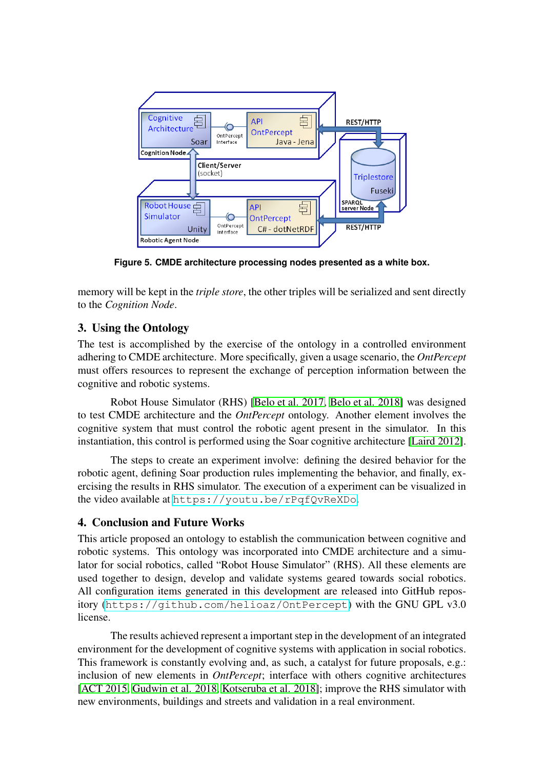**Figure 5. CMDE architecture processing nodes presented as a white box.**

memory will be kept in the *triple store*, the other triples will be serialized and sent directly to the *Cognition Node*.

## 3. Using the Ontology

The test is accomplished by the exercise of the ontology in a controlled environment adhering to CMDE architecture. More specifically, given a usage scenario, the *OntPercept* must offers resources to represent the exchange of perception information between the cognitive and robotic systems.

Robot House Simulator (RHS) [Belo et al. 2017, Belo et al. 2018] was designed to test CMDE architecture and the *OntPercept* ontology. Another element involves the cognitive system that must control the robotic agent present in the simulator. In this instantiation, this control is performed using the Soar cognitive architecture [Laird 2012].

The steps to create an experiment involve: defining the desired behavior for the robotic agent, defining Soar production rules implementing the behavior, and finally, exercising the results in RHS simulator. The execution of a experiment can be visualized in the video available at https://youtu.be/rPqfQvReXDo.

## 4. Conclusion and Future Works

This article proposed an ontology to establish the communication between cognitive and robotic systems. This ontology was incorporated into CMDE architecture and a simulator for social robotics, called "Robot House Simulator" (RHS). All these elements are used together to design, develop and validate systems geared towards social robotics. All configuration items generated in this development are released into GitHub repository (https://github.com/helioaz/OntPercept) with the GNU GPL v3.0 license.

The results achieved represent a important step in the development of an integrated environment for the development of cognitive systems with application in social robotics. This framework is constantly evolving and, as such, a catalyst for future proposals, e.g.: inclusion of new elements in *OntPercept*; interface with others cognitive architectures [ACT 2015, Gudwin et al. 2018, Kotseruba et al. 2018]; improve the RHS simulator with new environments, buildings and streets and validation in a real environment.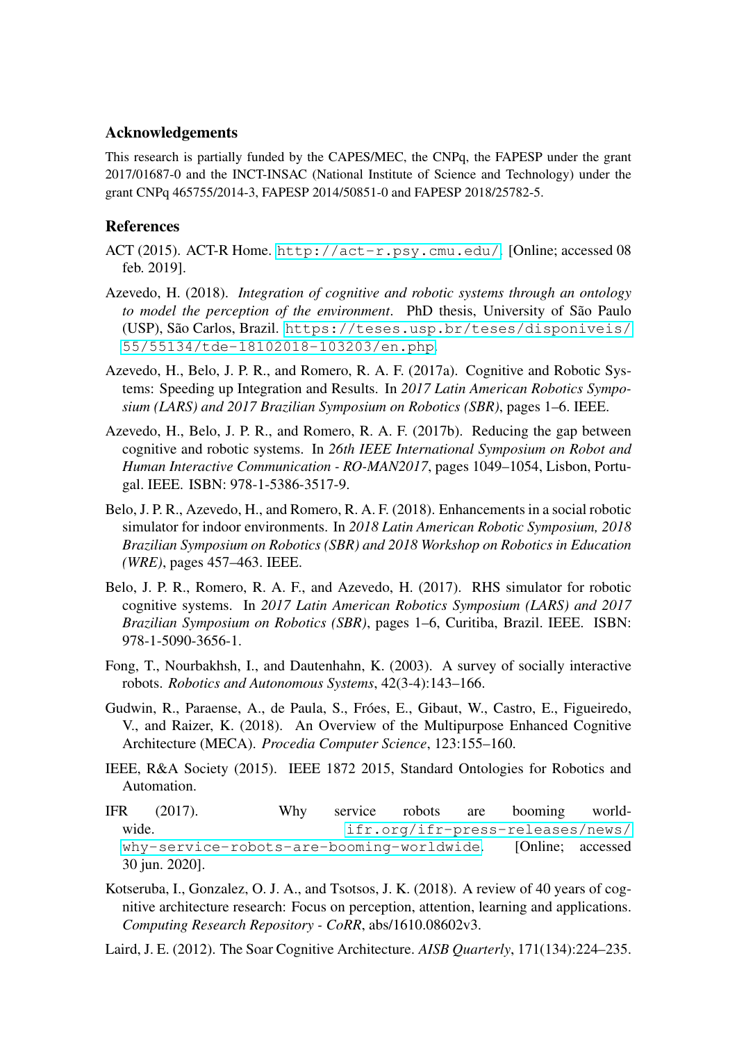## Acknowledgements

This research is partially funded by the CAPES/MEC, the CNPq, the FAPESP under the grant 2017/01687-0 and the INCT-INSAC (National Institute of Science and Technology) under the grant CNPq 465755/2014-3, FAPESP 2014/50851-0 and FAPESP 2018/25782-5.

## References

ACT (2015). ACT-R Home. http://act-r.psy.cmu.edu/. [Online; accessed 08 feb. 2019].

Azevedo, H. (2018). *Integration of cognitive and robotic systems through an ontology to model the perception of the environment*. PhD thesis, University of São Paulo (USP), São Carlos, Brazil. https://teses.usp.br/teses/disponiveis/55/55134/tde-18102018-103203/en.php.

Azevedo, H., Belo, J. P. R., and Romero, R. A. F. (2017a). Cognitive and Robotic Systems: Speeding up Integration and Results. In *2017 Latin American Robotics Symposium (LARS) and 2017 Brazilian Symposium on Robotics (SBR)*, pages 1–6. IEEE.

Azevedo, H., Belo, J. P. R., and Romero, R. A. F. (2017b). Reducing the gap between cognitive and robotic systems. In *26th IEEE International Symposium on Robot and Human Interactive Communication - RO-MAN2017*, pages 1049–1054, Lisbon, Portugal. IEEE. ISBN: 978-1-5386-3517-9.

Belo, J. P. R., Azevedo, H., and Romero, R. A. F. (2018). Enhancements in a social robotic simulator for indoor environments. In *2018 Latin American Robotic Symposium, 2018 Brazilian Symposium on Robotics (SBR) and 2018 Workshop on Robotics in Education (WRE)*, pages 457–463. IEEE.

Belo, J. P. R., Romero, R. A. F., and Azevedo, H. (2017). RHS simulator for robotic cognitive systems. In *2017 Latin American Robotics Symposium (LARS) and 2017 Brazilian Symposium on Robotics (SBR)*, pages 1–6, Curitiba, Brazil. IEEE. ISBN: 978-1-5090-3656-1.

Fong, T., Nourbakhsh, I., and Dautenhahn, K. (2003). A survey of socially interactive robots. *Robotics and Autonomous Systems*, 42(3-4):143–166.

Gudwin, R., Paraense, A., de Paula, S., Fróes, E., Gibaut, W., Castro, E., Figueiredo, V., and Raizer, K. (2018). An Overview of the Multipurpose Enhanced Cognitive Architecture (MECA). *Procedia Computer Science*, 123:155–160.

IEEE, R&A Society (2015). IEEE 1872 2015, Standard Ontologies for Robotics and Automation.

IFR (2017). Why service robots are booming worldwide. ifr.org/ifr-press-releases/news/why-service-robots-are-booming-worldwide. [Online; accessed 30 jun. 2020].

Kotseruba, I., Gonzalez, O. J. A., and Tsotsos, J. K. (2018). A review of 40 years of cognitive architecture research: Focus on perception, attention, learning and applications. *Computing Research Repository - CoRR*, abs/1610.08602v3.

Laird, J. E. (2012). The Soar Cognitive Architecture. *AISB Quarterly*, 171(134):224–235.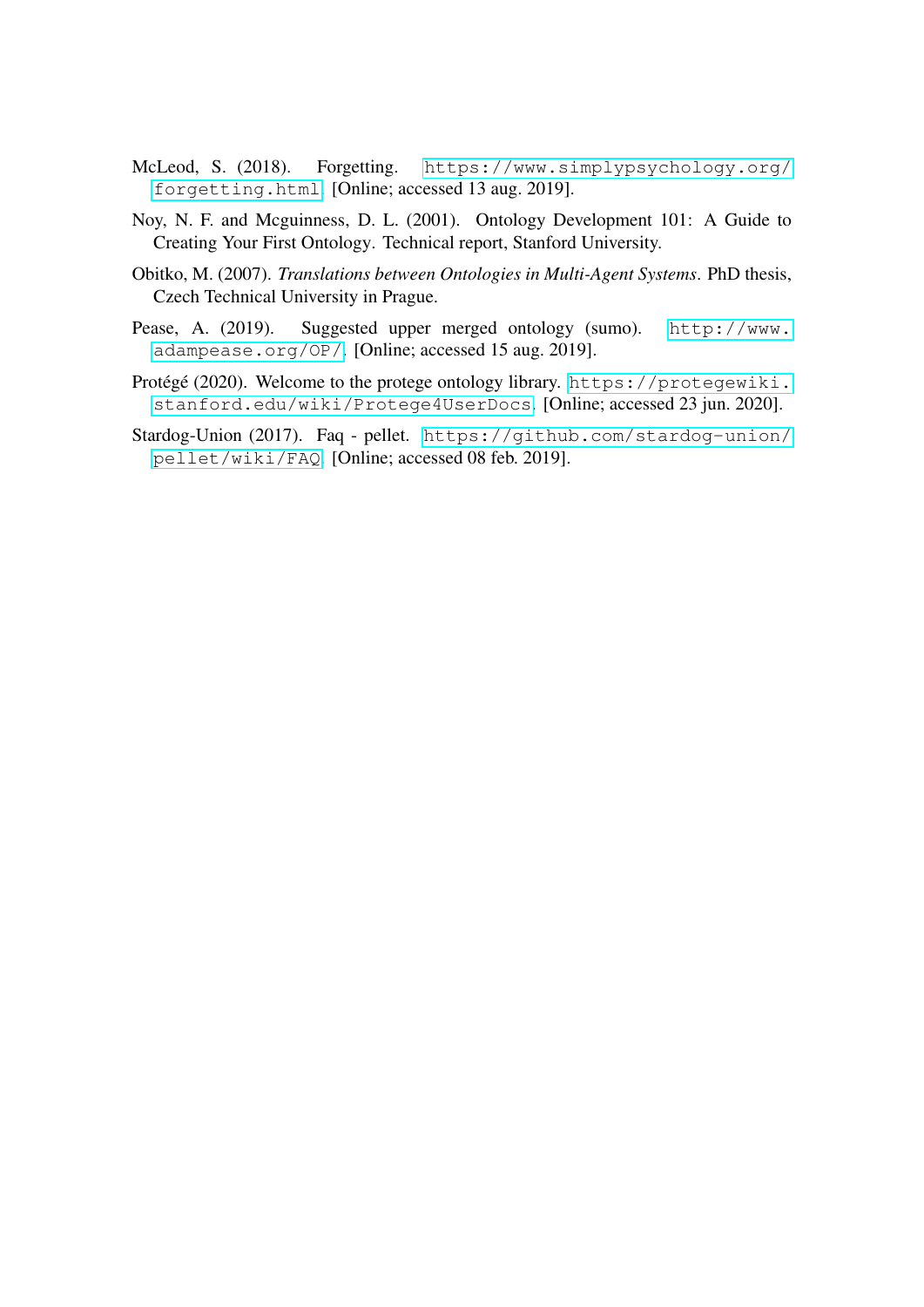McLeod, S. (2018). Forgetting. https://www.simplypsychology.org/forgetting.html. [Online; accessed 13 aug. 2019].

Noy, N. F. and Mcguinness, D. L. (2001). Ontology Development 101: A Guide to Creating Your First Ontology. Technical report, Stanford University.

Obitko, M. (2007). *Translations between Ontologies in Multi-Agent Systems*. PhD thesis, Czech Technical University in Prague.

Pease, A. (2019). Suggested upper merged ontology (sumo). http://www.adampease.org/OP/. [Online; accessed 15 aug. 2019].

Protégé (2020). Welcome to the protege ontology library. https://protegewiki.stanford.edu/wiki/Protege4UserDocs. [Online; accessed 23 jun. 2020].

Stardog-Union (2017). Faq - pellet. https://github.com/stardog-union/pellet/wiki/FAQ. [Online; accessed 08 feb. 2019].